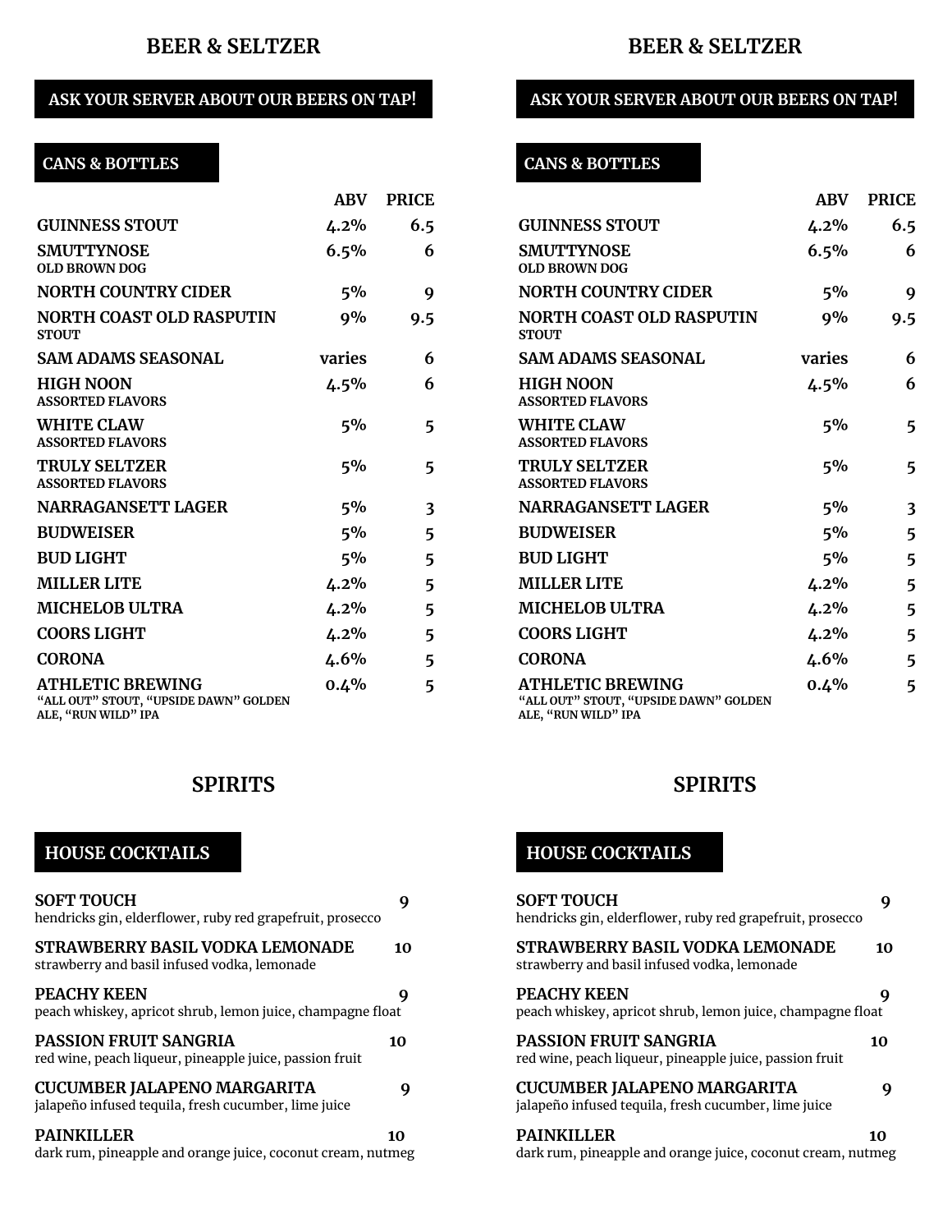# BEER & SELTZER

**ASK YOUR SERVER ABOUT OUR BEERS ON TAP!**

## CANS & BOTTLES

| | ABV | PRICE |
|---|---|---|
| **GUINNESS STOUT** | 4.2% | 6.5 |
| **SMUTTYNOSE**<br>OLD BROWN DOG | 6.5% | 6 |
| **NORTH COUNTRY CIDER** | 5% | 9 |
| **NORTH COAST OLD RASPUTIN**<br>STOUT | 9% | 9.5 |
| **SAM ADAMS SEASONAL** | varies | 6 |
| **HIGH NOON**<br>ASSORTED FLAVORS | 4.5% | 6 |
| **WHITE CLAW**<br>ASSORTED FLAVORS | 5% | 5 |
| **TRULY SELTZER**<br>ASSORTED FLAVORS | 5% | 5 |
| **NARRAGANSETT LAGER** | 5% | 3 |
| **BUDWEISER** | 5% | 5 |
| **BUD LIGHT** | 5% | 5 |
| **MILLER LITE** | 4.2% | 5 |
| **MICHELOB ULTRA** | 4.2% | 5 |
| **COORS LIGHT** | 4.2% | 5 |
| **CORONA** | 4.6% | 5 |
| **ATHLETIC BREWING**<br>"ALL OUT" STOUT, "UPSIDE DAWN" GOLDEN ALE, "RUN WILD" IPA | 0.4% | 5 |

# SPIRITS

## HOUSE COCKTAILS

**SOFT TOUCH** — 9
hendricks gin, elderflower, ruby red grapefruit, prosecco

**STRAWBERRY BASIL VODKA LEMONADE** — 10
strawberry and basil infused vodka, lemonade

**PEACHY KEEN** — 9
peach whiskey, apricot shrub, lemon juice, champagne float

**PASSION FRUIT SANGRIA** — 10
red wine, peach liqueur, pineapple juice, passion fruit

**CUCUMBER JALAPENO MARGARITA** — 9
jalapeño infused tequila, fresh cucumber, lime juice

**PAINKILLER** — 10
dark rum, pineapple and orange juice, coconut cream, nutmeg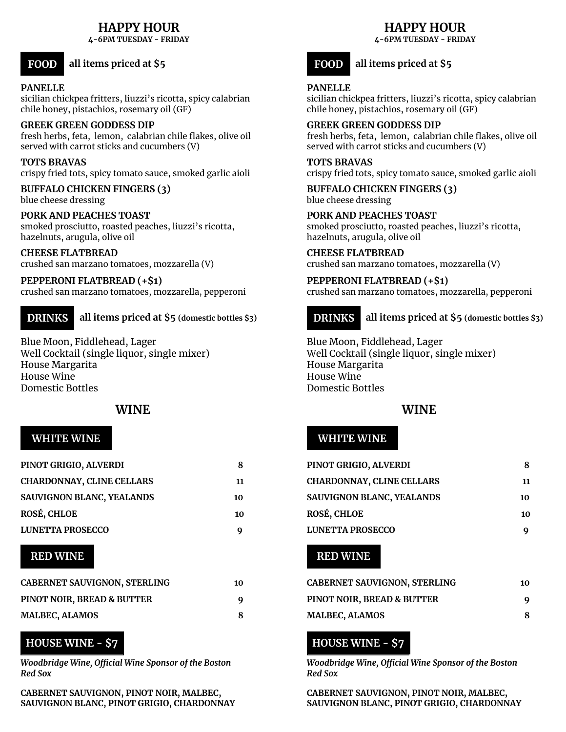## HAPPY HOUR

**4-6PM TUESDAY - FRIDAY**

### FOOD

**all items priced at $5**

**PANELLE**
sicilian chickpea fritters, liuzzi's ricotta, spicy calabrian chile honey, pistachios, rosemary oil (GF)

**GREEK GREEN GODDESS DIP**
fresh herbs, feta, lemon, calabrian chile flakes, olive oil served with carrot sticks and cucumbers (V)

**TOTS BRAVAS**
crispy fried tots, spicy tomato sauce, smoked garlic aioli

**BUFFALO CHICKEN FINGERS (3)**
blue cheese dressing

**PORK AND PEACHES TOAST**
smoked prosciutto, roasted peaches, liuzzi's ricotta, hazelnuts, arugula, olive oil

**CHEESE FLATBREAD**
crushed san marzano tomatoes, mozzarella (V)

**PEPPERONI FLATBREAD (+$1)**
crushed san marzano tomatoes, mozzarella, pepperoni

### DRINKS

**all items priced at $5 (domestic bottles $3)**

Blue Moon, Fiddlehead, Lager
Well Cocktail (single liquor, single mixer)
House Margarita
House Wine
Domestic Bottles

## WINE

### WHITE WINE

| | |
|---|---|
| **PINOT GRIGIO, ALVERDI** | **8** |
| **CHARDONNAY, CLINE CELLARS** | **11** |
| **SAUVIGNON BLANC, YEALANDS** | **10** |
| **ROSÉ, CHLOE** | **10** |
| **LUNETTA PROSECCO** | **9** |

### RED WINE

| | |
|---|---|
| **CABERNET SAUVIGNON, STERLING** | **10** |
| **PINOT NOIR, BREAD & BUTTER** | **9** |
| **MALBEC, ALAMOS** | **8** |

### HOUSE WINE - $7

***Woodbridge Wine, Official Wine Sponsor of the Boston Red Sox***

**CABERNET SAUVIGNON, PINOT NOIR, MALBEC, SAUVIGNON BLANC, PINOT GRIGIO, CHARDONNAY**

## HAPPY HOUR

**4-6PM TUESDAY - FRIDAY**

### FOOD

**all items priced at $5**

**PANELLE**
sicilian chickpea fritters, liuzzi's ricotta, spicy calabrian chile honey, pistachios, rosemary oil (GF)

**GREEK GREEN GODDESS DIP**
fresh herbs, feta, lemon, calabrian chile flakes, olive oil served with carrot sticks and cucumbers (V)

**TOTS BRAVAS**
crispy fried tots, spicy tomato sauce, smoked garlic aioli

**BUFFALO CHICKEN FINGERS (3)**
blue cheese dressing

**PORK AND PEACHES TOAST**
smoked prosciutto, roasted peaches, liuzzi's ricotta, hazelnuts, arugula, olive oil

**CHEESE FLATBREAD**
crushed san marzano tomatoes, mozzarella (V)

**PEPPERONI FLATBREAD (+$1)**
crushed san marzano tomatoes, mozzarella, pepperoni

### DRINKS

**all items priced at $5 (domestic bottles $3)**

Blue Moon, Fiddlehead, Lager
Well Cocktail (single liquor, single mixer)
House Margarita
House Wine
Domestic Bottles

## WINE

### WHITE WINE

| | |
|---|---|
| **PINOT GRIGIO, ALVERDI** | **8** |
| **CHARDONNAY, CLINE CELLARS** | **11** |
| **SAUVIGNON BLANC, YEALANDS** | **10** |
| **ROSÉ, CHLOE** | **10** |
| **LUNETTA PROSECCO** | **9** |

### RED WINE

| | |
|---|---|
| **CABERNET SAUVIGNON, STERLING** | **10** |
| **PINOT NOIR, BREAD & BUTTER** | **9** |
| **MALBEC, ALAMOS** | **8** |

### HOUSE WINE - $7

***Woodbridge Wine, Official Wine Sponsor of the Boston Red Sox***

**CABERNET SAUVIGNON, PINOT NOIR, MALBEC, SAUVIGNON BLANC, PINOT GRIGIO, CHARDONNAY**